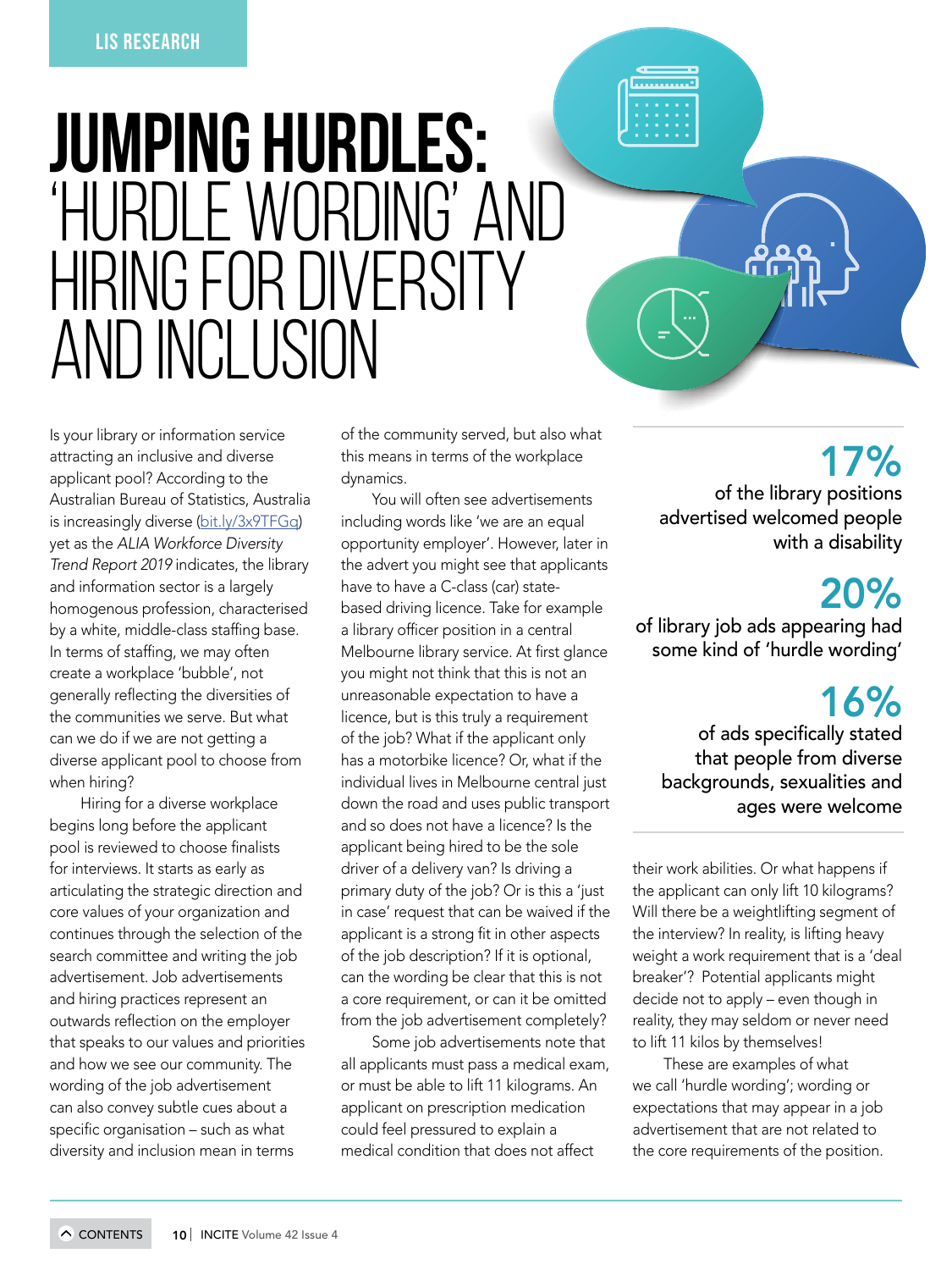LIS RESEARCH

# JUMPING HURDLES: 'HURDLE WORDING' AND HIRING FOR DIVERSITY AND INCLUSION

Is your library or information service attracting an inclusive and diverse applicant pool? According to the Australian Bureau of Statistics, Australia is increasingly diverse (bit.ly/3x9TFGq) yet as the *ALIA Workforce Diversity Trend Report 2019* indicates, the library and information sector is a largely homogenous profession, characterised by a white, middle-class staffing base. In terms of staffing, we may often create a workplace 'bubble', not generally reflecting the diversities of the communities we serve. But what can we do if we are not getting a diverse applicant pool to choose from when hiring?

Hiring for a diverse workplace begins long before the applicant pool is reviewed to choose finalists for interviews. It starts as early as articulating the strategic direction and core values of your organization and continues through the selection of the search committee and writing the job advertisement. Job advertisements and hiring practices represent an outwards reflection on the employer that speaks to our values and priorities and how we see our community. The wording of the job advertisement can also convey subtle cues about a specific organisation – such as what diversity and inclusion mean in terms of the community served, but also what this means in terms of the workplace dynamics.

You will often see advertisements including words like 'we are an equal opportunity employer'. However, later in the advert you might see that applicants have to have a C-class (car) state-based driving licence. Take for example a library officer position in a central Melbourne library service. At first glance you might not think that this is not an unreasonable expectation to have a licence, but is this truly a requirement of the job? What if the applicant only has a motorbike licence? Or, what if the individual lives in Melbourne central just down the road and uses public transport and so does not have a licence? Is the applicant being hired to be the sole driver of a delivery van? Is driving a primary duty of the job? Or is this a 'just in case' request that can be waived if the applicant is a strong fit in other aspects of the job description? If it is optional, can the wording be clear that this is not a core requirement, or can it be omitted from the job advertisement completely?

Some job advertisements note that all applicants must pass a medical exam, or must be able to lift 11 kilograms. An applicant on prescription medication could feel pressured to explain a medical condition that does not affect their work abilities. Or what happens if the applicant can only lift 10 kilograms? Will there be a weightlifting segment of the interview? In reality, is lifting heavy weight a work requirement that is a 'deal breaker'? Potential applicants might decide not to apply – even though in reality, they may seldom or never need to lift 11 kilos by themselves!

These are examples of what we call 'hurdle wording'; wording or expectations that may appear in a job advertisement that are not related to the core requirements of the position.

**17%** of the library positions advertised welcomed people with a disability

**20%** of library job ads appearing had some kind of 'hurdle wording'

**16%** of ads specifically stated that people from diverse backgrounds, sexualities and ages were welcome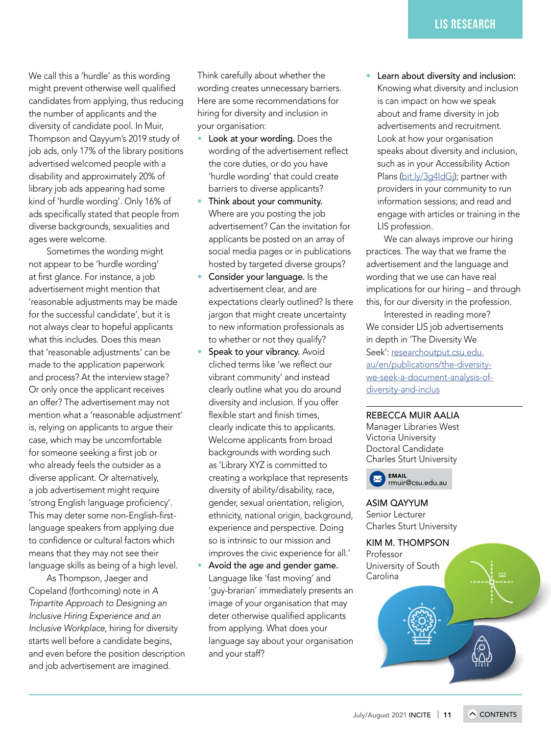We call this a 'hurdle' as this wording might prevent otherwise well qualified candidates from applying, thus reducing the number of applicants and the diversity of candidate pool. In Muir, Thompson and Qayyum's 2019 study of job ads, only 17% of the library positions advertised welcomed people with a disability and approximately 20% of library job ads appearing had some kind of 'hurdle wording'. Only 16% of ads specifically stated that people from diverse backgrounds, sexualities and ages were welcome.

Sometimes the wording might not appear to be 'hurdle wording' at first glance. For instance, a job advertisement might mention that 'reasonable adjustments may be made for the successful candidate', but it is not always clear to hopeful applicants what this includes. Does this mean that 'reasonable adjustments' can be made to the application paperwork and process? At the interview stage? Or only once the applicant receives an offer? The advertisement may not mention what a 'reasonable adjustment' is, relying on applicants to argue their case, which may be uncomfortable for someone seeking a first job or who already feels the outsider as a diverse applicant. Or alternatively, a job advertisement might require 'strong English language proficiency'. This may deter some non-English-first-language speakers from applying due to confidence or cultural factors which means that they may not see their language skills as being of a high level.

As Thompson, Jaeger and Copeland (forthcoming) note in *A Tripartite Approach to Designing an Inclusive Hiring Experience and an Inclusive Workplace*, hiring for diversity starts well before a candidate begins, and even before the position description and job advertisement are imagined.

Think carefully about whether the wording creates unnecessary barriers. Here are some recommendations for hiring for diversity and inclusion in your organisation:

- Look at your wording. Does the wording of the advertisement reflect the core duties, or do you have 'hurdle wording' that could create barriers to diverse applicants?
- Think about your community. Where are you posting the job advertisement? Can the invitation for applicants be posted on an array of social media pages or in publications hosted by targeted diverse groups?
- Consider your language. Is the advertisement clear, and are expectations clearly outlined? Is there jargon that might create uncertainty to new information professionals as to whether or not they qualify?
- Speak to your vibrancy. Avoid cliched terms like 'we reflect our vibrant community' and instead clearly outline what you do around diversity and inclusion. If you offer flexible start and finish times, clearly indicate this to applicants. Welcome applicants from broad backgrounds with wording such as 'Library XYZ is committed to creating a workplace that represents diversity of ability/disability, race, gender, sexual orientation, religion, ethnicity, national origin, background, experience and perspective. Doing so is intrinsic to our mission and improves the civic experience for all.'
- Avoid the age and gender game. Language like 'fast moving' and 'guy-brarian' immediately presents an image of your organisation that may deter otherwise qualified applicants from applying. What does your language say about your organisation and your staff?
- Learn about diversity and inclusion: Knowing what diversity and inclusion is can impact on how we speak about and frame diversity in job advertisements and recruitment. Look at how your organisation speaks about diversity and inclusion, such as in your Accessibility Action Plans (bit.ly/3g4IdGj); partner with providers in your community to run information sessions; and read and engage with articles or training in the LIS profession.

We can always improve our hiring practices. The way that we frame the advertisement and the language and wording that we use can have real implications for our hiring – and through this, for our diversity in the profession.

Interested in reading more? We consider LIS job advertisements in depth in 'The Diversity We Seek': researchoutput.csu.edu.au/en/publications/the-diversity-we-seek-a-document-analysis-of-diversity-and-inclus

**REBECCA MUIR AALIA**
Manager Libraries West
Victoria University
Doctoral Candidate
Charles Sturt University

EMAIL
rmuir@csu.edu.au

**ASIM QAYYUM**
Senior Lecturer
Charles Sturt University

**KIM M. THOMPSON**
Professor
University of South Carolina